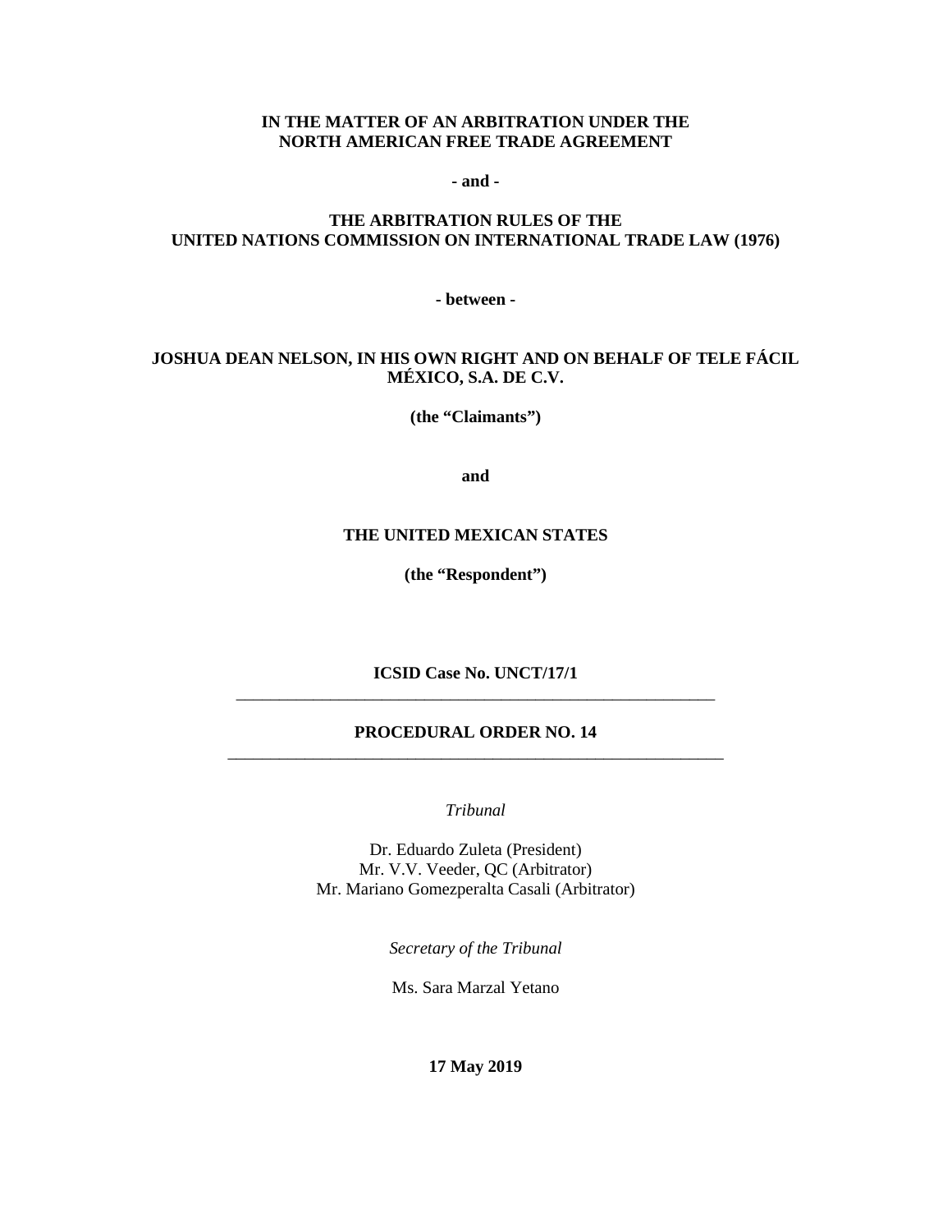**IN THE MATTER OF AN ARBITRATION UNDER THE NORTH AMERICAN FREE TRADE AGREEMENT**

**- and -**

**THE ARBITRATION RULES OF THE UNITED NATIONS COMMISSION ON INTERNATIONAL TRADE LAW (1976)**

**- between -**

**JOSHUA DEAN NELSON, IN HIS OWN RIGHT AND ON BEHALF OF TELE FÁCIL MÉXICO, S.A. DE C.V.**

**(the "Claimants")**

**and**

**THE UNITED MEXICAN STATES**

**(the "Respondent")**

**ICSID Case No. UNCT/17/1**

---

# PROCEDURAL ORDER NO. 14

---

*Tribunal*

Dr. Eduardo Zuleta (President)
Mr. V.V. Veeder, QC (Arbitrator)
Mr. Mariano Gomezperalta Casali (Arbitrator)

*Secretary of the Tribunal*

Ms. Sara Marzal Yetano

**17 May 2019**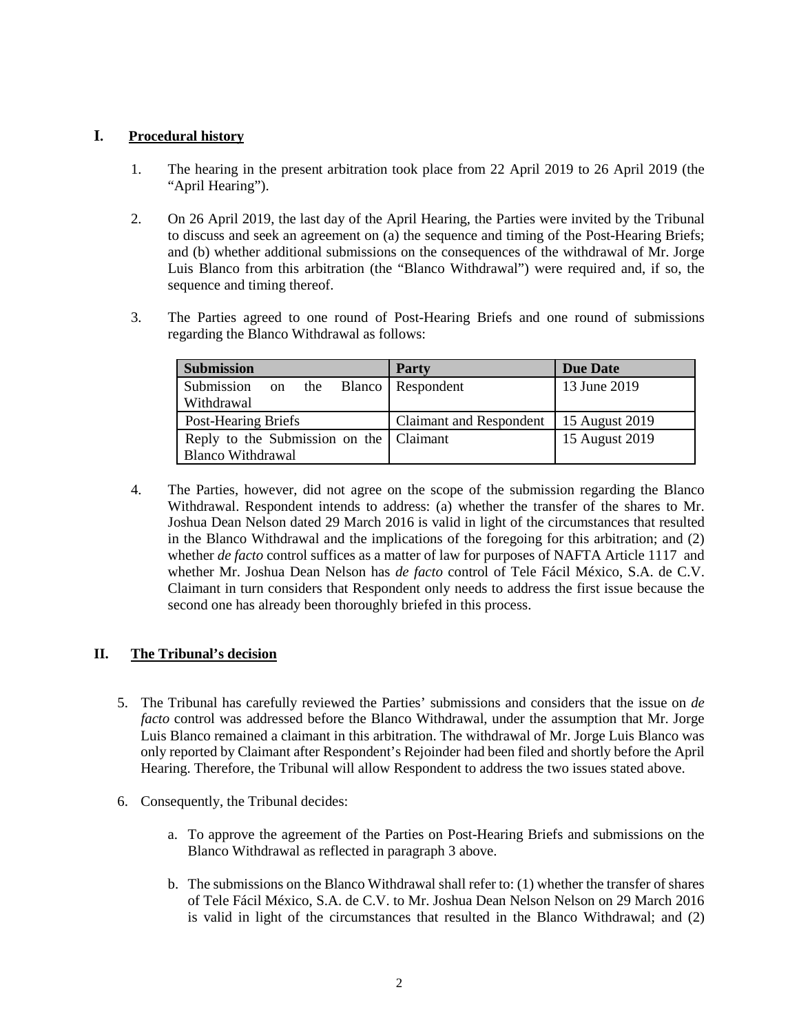## I. Procedural history

1. The hearing in the present arbitration took place from 22 April 2019 to 26 April 2019 (the "April Hearing").

2. On 26 April 2019, the last day of the April Hearing, the Parties were invited by the Tribunal to discuss and seek an agreement on (a) the sequence and timing of the Post-Hearing Briefs; and (b) whether additional submissions on the consequences of the withdrawal of Mr. Jorge Luis Blanco from this arbitration (the "Blanco Withdrawal") were required and, if so, the sequence and timing thereof.

3. The Parties agreed to one round of Post-Hearing Briefs and one round of submissions regarding the Blanco Withdrawal as follows:

| Submission | Party | Due Date |
|---|---|---|
| Submission on the Blanco Withdrawal | Respondent | 13 June 2019 |
| Post-Hearing Briefs | Claimant and Respondent | 15 August 2019 |
| Reply to the Submission on the Blanco Withdrawal | Claimant | 15 August 2019 |

4. The Parties, however, did not agree on the scope of the submission regarding the Blanco Withdrawal. Respondent intends to address: (a) whether the transfer of the shares to Mr. Joshua Dean Nelson dated 29 March 2016 is valid in light of the circumstances that resulted in the Blanco Withdrawal and the implications of the foregoing for this arbitration; and (2) whether *de facto* control suffices as a matter of law for purposes of NAFTA Article 1117 and whether Mr. Joshua Dean Nelson has *de facto* control of Tele Fácil México, S.A. de C.V. Claimant in turn considers that Respondent only needs to address the first issue because the second one has already been thoroughly briefed in this process.

## II. The Tribunal's decision

5. The Tribunal has carefully reviewed the Parties' submissions and considers that the issue on *de facto* control was addressed before the Blanco Withdrawal, under the assumption that Mr. Jorge Luis Blanco remained a claimant in this arbitration. The withdrawal of Mr. Jorge Luis Blanco was only reported by Claimant after Respondent's Rejoinder had been filed and shortly before the April Hearing. Therefore, the Tribunal will allow Respondent to address the two issues stated above.

6. Consequently, the Tribunal decides:

   a. To approve the agreement of the Parties on Post-Hearing Briefs and submissions on the Blanco Withdrawal as reflected in paragraph 3 above.

   b. The submissions on the Blanco Withdrawal shall refer to: (1) whether the transfer of shares of Tele Fácil México, S.A. de C.V. to Mr. Joshua Dean Nelson Nelson on 29 March 2016 is valid in light of the circumstances that resulted in the Blanco Withdrawal; and (2)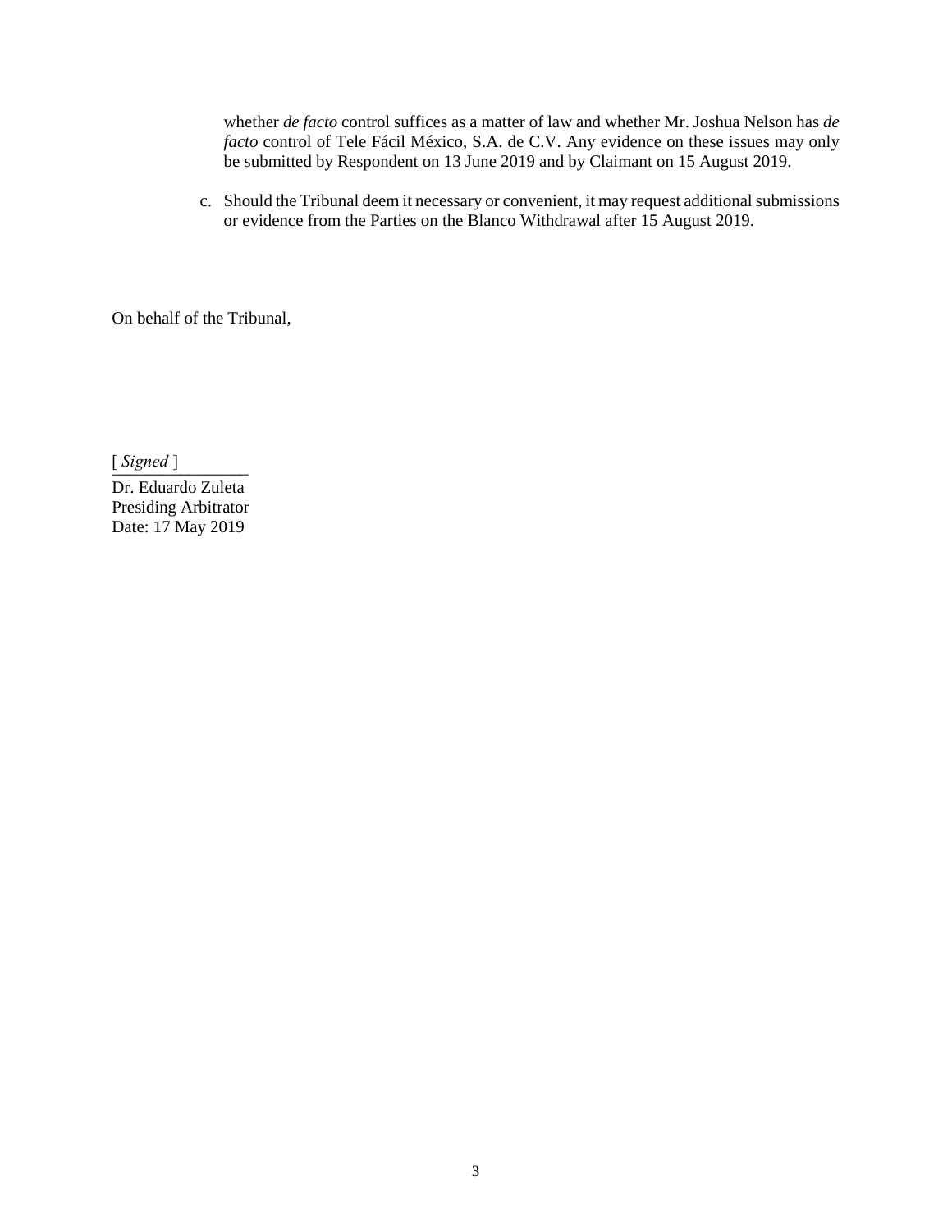whether *de facto* control suffices as a matter of law and whether Mr. Joshua Nelson has *de facto* control of Tele Fácil México, S.A. de C.V. Any evidence on these issues may only be submitted by Respondent on 13 June 2019 and by Claimant on 15 August 2019.

c. Should the Tribunal deem it necessary or convenient, it may request additional submissions or evidence from the Parties on the Blanco Withdrawal after 15 August 2019.

On behalf of the Tribunal,

[ *Signed* ]

Dr. Eduardo Zuleta
Presiding Arbitrator
Date: 17 May 2019